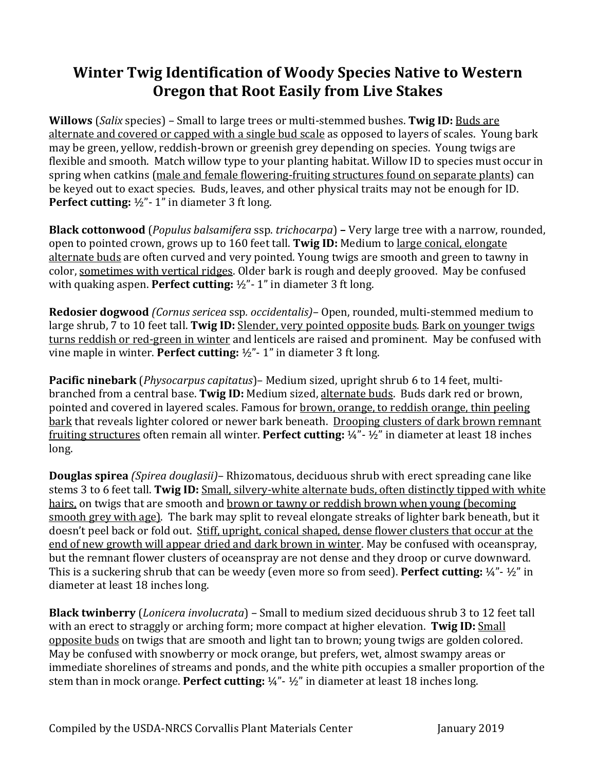# Winter Twig Identification of Woody Species Native to Western Oregon that Root Easily from Live Stakes

**Willows** (*Salix* species) – Small to large trees or multi-stemmed bushes. **Twig ID:** Buds are alternate and covered or capped with a single bud scale as opposed to layers of scales. Young bark may be green, yellow, reddish-brown or greenish grey depending on species. Young twigs are flexible and smooth. Match willow type to your planting habitat. Willow ID to species must occur in spring when catkins (male and female flowering-fruiting structures found on separate plants) can be keyed out to exact species. Buds, leaves, and other physical traits may not be enough for ID. **Perfect cutting:** ½"- 1" in diameter 3 ft long.

**Black cottonwood** (*Populus balsamifera* ssp. *trichocarpa*) **–** Very large tree with a narrow, rounded, open to pointed crown, grows up to 160 feet tall. **Twig ID:** Medium to large conical, elongate alternate buds are often curved and very pointed. Young twigs are smooth and green to tawny in color, sometimes with vertical ridges. Older bark is rough and deeply grooved. May be confused with quaking aspen. **Perfect cutting:** ½"- 1" in diameter 3 ft long.

**Redosier dogwood** *(Cornus sericea* ssp*. occidentalis)*– Open, rounded, multi-stemmed medium to large shrub, 7 to 10 feet tall. **Twig ID:** Slender, very pointed opposite buds. Bark on younger twigs turns reddish or red-green in winter and lenticels are raised and prominent. May be confused with vine maple in winter. **Perfect cutting:** ½"- 1" in diameter 3 ft long.

**Pacific ninebark** (*Physocarpus capitatus*)– Medium sized, upright shrub 6 to 14 feet, multi-branched from a central base. **Twig ID:** Medium sized, alternate buds. Buds dark red or brown, pointed and covered in layered scales. Famous for brown, orange, to reddish orange, thin peeling bark that reveals lighter colored or newer bark beneath. Drooping clusters of dark brown remnant fruiting structures often remain all winter. **Perfect cutting:** ¼"- ½" in diameter at least 18 inches long.

**Douglas spirea** *(Spirea douglasii)*– Rhizomatous, deciduous shrub with erect spreading cane like stems 3 to 6 feet tall. **Twig ID:** Small, silvery-white alternate buds, often distinctly tipped with white hairs, on twigs that are smooth and brown or tawny or reddish brown when young (becoming smooth grey with age). The bark may split to reveal elongate streaks of lighter bark beneath, but it doesn't peel back or fold out. Stiff, upright, conical shaped, dense flower clusters that occur at the end of new growth will appear dried and dark brown in winter. May be confused with oceanspray, but the remnant flower clusters of oceanspray are not dense and they droop or curve downward. This is a suckering shrub that can be weedy (even more so from seed). **Perfect cutting:** ¼"- ½" in diameter at least 18 inches long.

**Black twinberry** (*Lonicera involucrata*) – Small to medium sized deciduous shrub 3 to 12 feet tall with an erect to straggly or arching form; more compact at higher elevation. **Twig ID:** Small opposite buds on twigs that are smooth and light tan to brown; young twigs are golden colored. May be confused with snowberry or mock orange, but prefers, wet, almost swampy areas or immediate shorelines of streams and ponds, and the white pith occupies a smaller proportion of the stem than in mock orange. **Perfect cutting:** ¼"- ½" in diameter at least 18 inches long.

Compiled by the USDA-NRCS Corvallis Plant Materials Center January 2019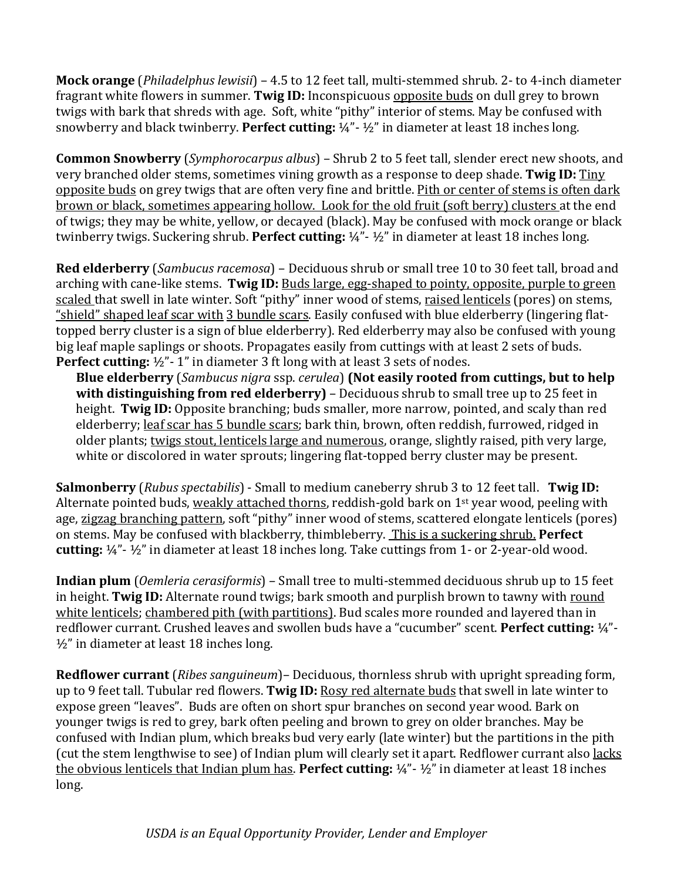**Mock orange** (*Philadelphus lewisii*) – 4.5 to 12 feet tall, multi-stemmed shrub. 2- to 4-inch diameter fragrant white flowers in summer. **Twig ID:** Inconspicuous <u>opposite buds</u> on dull grey to brown twigs with bark that shreds with age. Soft, white "pithy" interior of stems. May be confused with snowberry and black twinberry. **Perfect cutting:** ¼"- ½" in diameter at least 18 inches long.

**Common Snowberry** (*Symphorocarpus albus*) – Shrub 2 to 5 feet tall, slender erect new shoots, and very branched older stems, sometimes vining growth as a response to deep shade. **Twig ID:** <u>Tiny opposite buds</u> on grey twigs that are often very fine and brittle. <u>Pith or center of stems is often dark brown or black, sometimes appearing hollow. Look for the old fruit (soft berry) clusters</u> at the end of twigs; they may be white, yellow, or decayed (black). May be confused with mock orange or black twinberry twigs. Suckering shrub. **Perfect cutting:** ¼"- ½" in diameter at least 18 inches long.

**Red elderberry** (*Sambucus racemosa*) – Deciduous shrub or small tree 10 to 30 feet tall, broad and arching with cane-like stems. **Twig ID:** <u>Buds large, egg-shaped to pointy, opposite, purple to green scaled</u> that swell in late winter. Soft "pithy" inner wood of stems, <u>raised lenticels</u> (pores) on stems, <u>"shield" shaped leaf scar with</u> <u>3 bundle scars</u>. Easily confused with blue elderberry (lingering flat-topped berry cluster is a sign of blue elderberry). Red elderberry may also be confused with young big leaf maple saplings or shoots. Propagates easily from cuttings with at least 2 sets of buds. **Perfect cutting:** ½"- 1" in diameter 3 ft long with at least 3 sets of nodes.

> **Blue elderberry** (*Sambucus nigra* ssp. *cerulea*) **(Not easily rooted from cuttings, but to help with distinguishing from red elderberry)** – Deciduous shrub to small tree up to 25 feet in height. **Twig ID:** Opposite branching; buds smaller, more narrow, pointed, and scaly than red elderberry; <u>leaf scar has 5 bundle scars</u>; bark thin, brown, often reddish, furrowed, ridged in older plants; <u>twigs stout, lenticels large and numerous</u>, orange, slightly raised, pith very large, white or discolored in water sprouts; lingering flat-topped berry cluster may be present.

**Salmonberry** (*Rubus spectabilis*) - Small to medium caneberry shrub 3 to 12 feet tall. **Twig ID:** Alternate pointed buds, <u>weakly attached thorns</u>, reddish-gold bark on 1st year wood, peeling with age, <u>zigzag branching pattern</u>, soft "pithy" inner wood of stems, scattered elongate lenticels (pores) on stems. May be confused with blackberry, thimbleberry. <u>This is a suckering shrub.</u> **Perfect cutting:** ¼"- ½" in diameter at least 18 inches long. Take cuttings from 1- or 2-year-old wood.

**Indian plum** (*Oemleria cerasiformis*) – Small tree to multi-stemmed deciduous shrub up to 15 feet in height. **Twig ID:** Alternate round twigs; bark smooth and purplish brown to tawny with <u>round white lenticels</u>; <u>chambered pith (with partitions)</u>. Bud scales more rounded and layered than in redflower currant. Crushed leaves and swollen buds have a "cucumber" scent. **Perfect cutting:** ¼"- ½" in diameter at least 18 inches long.

**Redflower currant** (*Ribes sanguineum*)– Deciduous, thornless shrub with upright spreading form, up to 9 feet tall. Tubular red flowers. **Twig ID:** <u>Rosy red alternate buds</u> that swell in late winter to expose green "leaves". Buds are often on short spur branches on second year wood. Bark on younger twigs is red to grey, bark often peeling and brown to grey on older branches. May be confused with Indian plum, which breaks bud very early (late winter) but the partitions in the pith (cut the stem lengthwise to see) of Indian plum will clearly set it apart. Redflower currant also <u>lacks the obvious lenticels that Indian plum has</u>. **Perfect cutting:** ¼"- ½" in diameter at least 18 inches long.

*USDA is an Equal Opportunity Provider, Lender and Employer*